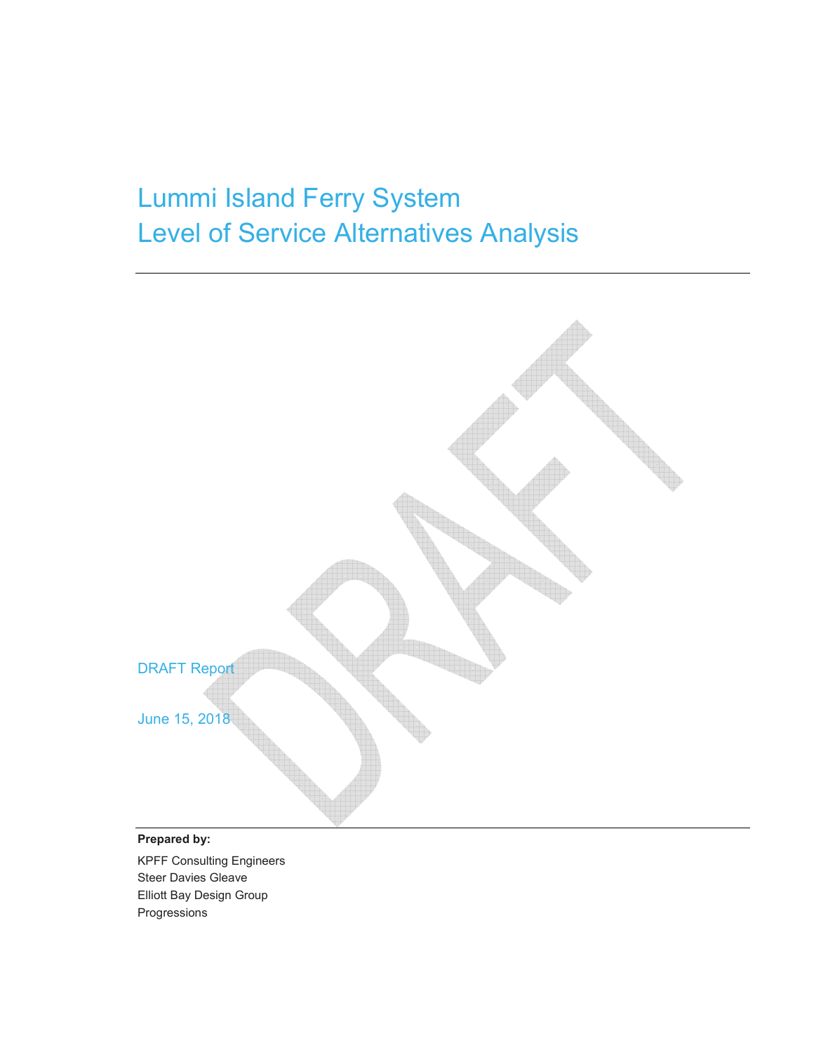# Lummi Island Ferry System
# Level of Service Alternatives Analysis

DRAFT Report

June 15, 2018

**Prepared by:**

KPFF Consulting Engineers
Steer Davies Gleave
Elliott Bay Design Group
Progressions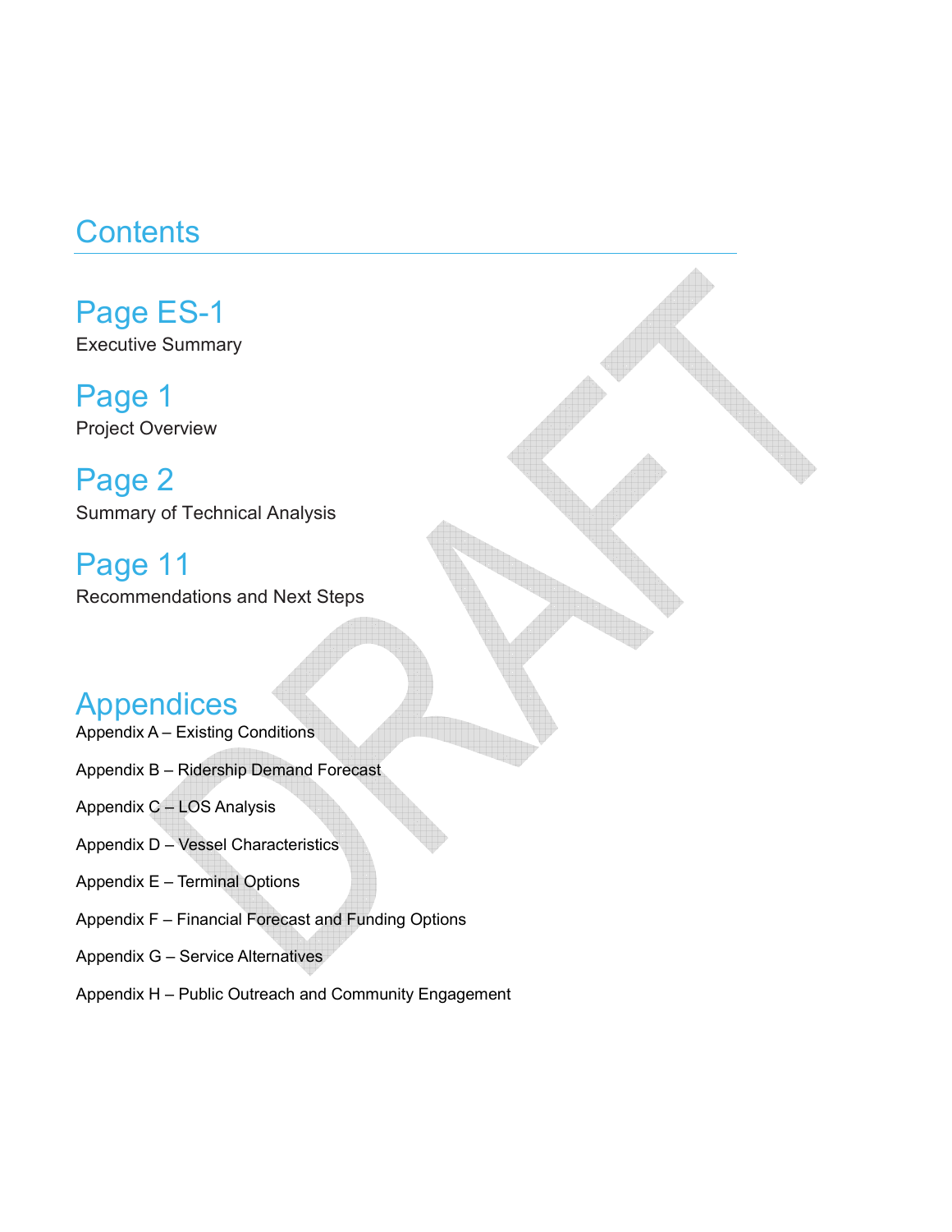# Contents

## Page ES-1

Executive Summary

## Page 1

Project Overview

## Page 2

Summary of Technical Analysis

## Page 11

Recommendations and Next Steps

# Appendices

Appendix A – Existing Conditions

Appendix B – Ridership Demand Forecast

Appendix C – LOS Analysis

Appendix D – Vessel Characteristics

Appendix E – Terminal Options

Appendix F – Financial Forecast and Funding Options

Appendix G – Service Alternatives

Appendix H – Public Outreach and Community Engagement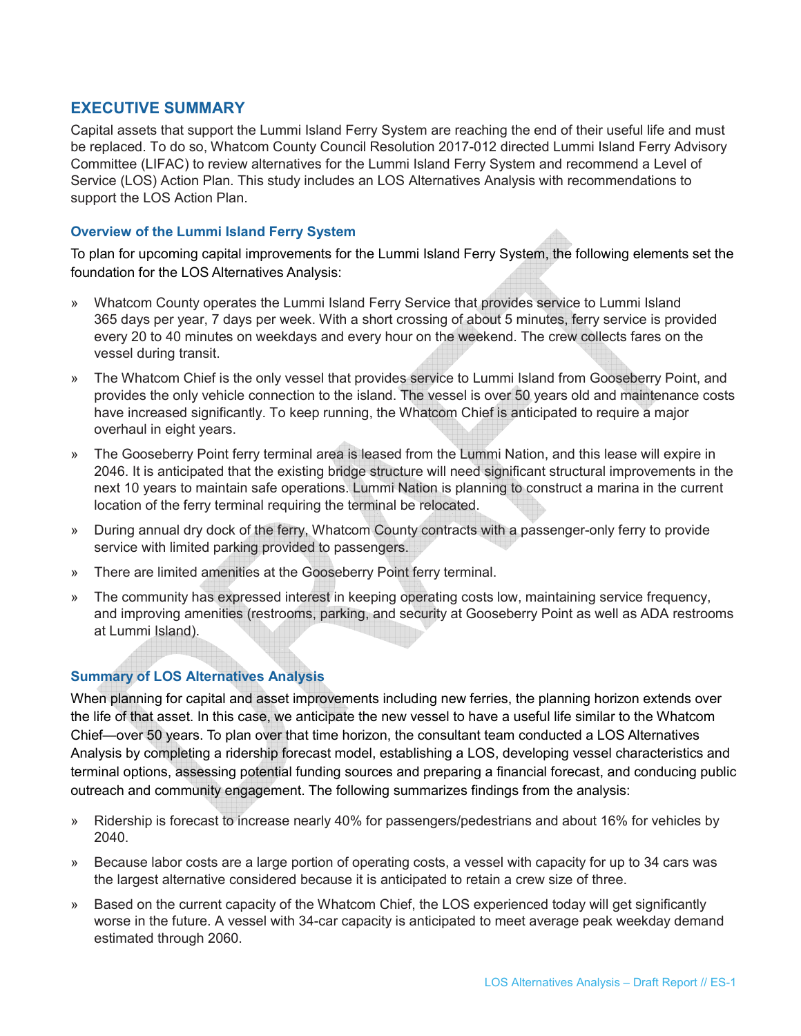## EXECUTIVE SUMMARY

Capital assets that support the Lummi Island Ferry System are reaching the end of their useful life and must be replaced. To do so, Whatcom County Council Resolution 2017-012 directed Lummi Island Ferry Advisory Committee (LIFAC) to review alternatives for the Lummi Island Ferry System and recommend a Level of Service (LOS) Action Plan. This study includes an LOS Alternatives Analysis with recommendations to support the LOS Action Plan.

### Overview of the Lummi Island Ferry System

To plan for upcoming capital improvements for the Lummi Island Ferry System, the following elements set the foundation for the LOS Alternatives Analysis:

» Whatcom County operates the Lummi Island Ferry Service that provides service to Lummi Island 365 days per year, 7 days per week. With a short crossing of about 5 minutes, ferry service is provided every 20 to 40 minutes on weekdays and every hour on the weekend. The crew collects fares on the vessel during transit.

» The Whatcom Chief is the only vessel that provides service to Lummi Island from Gooseberry Point, and provides the only vehicle connection to the island. The vessel is over 50 years old and maintenance costs have increased significantly. To keep running, the Whatcom Chief is anticipated to require a major overhaul in eight years.

» The Gooseberry Point ferry terminal area is leased from the Lummi Nation, and this lease will expire in 2046. It is anticipated that the existing bridge structure will need significant structural improvements in the next 10 years to maintain safe operations. Lummi Nation is planning to construct a marina in the current location of the ferry terminal requiring the terminal be relocated.

» During annual dry dock of the ferry, Whatcom County contracts with a passenger-only ferry to provide service with limited parking provided to passengers.

» There are limited amenities at the Gooseberry Point ferry terminal.

» The community has expressed interest in keeping operating costs low, maintaining service frequency, and improving amenities (restrooms, parking, and security at Gooseberry Point as well as ADA restrooms at Lummi Island).

### Summary of LOS Alternatives Analysis

When planning for capital and asset improvements including new ferries, the planning horizon extends over the life of that asset. In this case, we anticipate the new vessel to have a useful life similar to the Whatcom Chief—over 50 years. To plan over that time horizon, the consultant team conducted a LOS Alternatives Analysis by completing a ridership forecast model, establishing a LOS, developing vessel characteristics and terminal options, assessing potential funding sources and preparing a financial forecast, and conducing public outreach and community engagement. The following summarizes findings from the analysis:

» Ridership is forecast to increase nearly 40% for passengers/pedestrians and about 16% for vehicles by 2040.

» Because labor costs are a large portion of operating costs, a vessel with capacity for up to 34 cars was the largest alternative considered because it is anticipated to retain a crew size of three.

» Based on the current capacity of the Whatcom Chief, the LOS experienced today will get significantly worse in the future. A vessel with 34-car capacity is anticipated to meet average peak weekday demand estimated through 2060.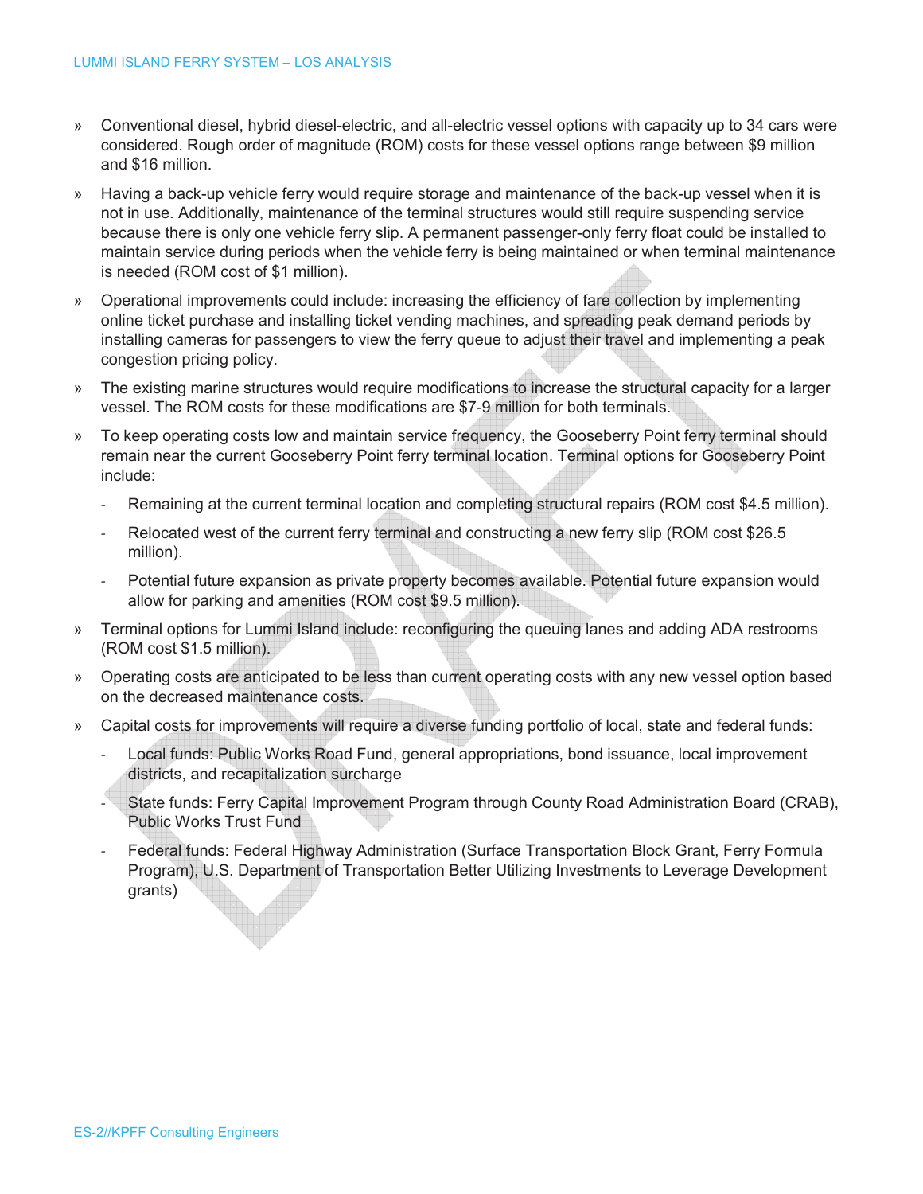- Conventional diesel, hybrid diesel-electric, and all-electric vessel options with capacity up to 34 cars were considered. Rough order of magnitude (ROM) costs for these vessel options range between $9 million and $16 million.
- Having a back-up vehicle ferry would require storage and maintenance of the back-up vessel when it is not in use. Additionally, maintenance of the terminal structures would still require suspending service because there is only one vehicle ferry slip. A permanent passenger-only ferry float could be installed to maintain service during periods when the vehicle ferry is being maintained or when terminal maintenance is needed (ROM cost of $1 million).
- Operational improvements could include: increasing the efficiency of fare collection by implementing online ticket purchase and installing ticket vending machines, and spreading peak demand periods by installing cameras for passengers to view the ferry queue to adjust their travel and implementing a peak congestion pricing policy.
- The existing marine structures would require modifications to increase the structural capacity for a larger vessel. The ROM costs for these modifications are $7-9 million for both terminals.
- To keep operating costs low and maintain service frequency, the Gooseberry Point ferry terminal should remain near the current Gooseberry Point ferry terminal location. Terminal options for Gooseberry Point include:
  - Remaining at the current terminal location and completing structural repairs (ROM cost $4.5 million).
  - Relocated west of the current ferry terminal and constructing a new ferry slip (ROM cost $26.5 million).
  - Potential future expansion as private property becomes available. Potential future expansion would allow for parking and amenities (ROM cost $9.5 million).
- Terminal options for Lummi Island include: reconfiguring the queuing lanes and adding ADA restrooms (ROM cost $1.5 million).
- Operating costs are anticipated to be less than current operating costs with any new vessel option based on the decreased maintenance costs.
- Capital costs for improvements will require a diverse funding portfolio of local, state and federal funds:
  - Local funds: Public Works Road Fund, general appropriations, bond issuance, local improvement districts, and recapitalization surcharge
  - State funds: Ferry Capital Improvement Program through County Road Administration Board (CRAB), Public Works Trust Fund
  - Federal funds: Federal Highway Administration (Surface Transportation Block Grant, Ferry Formula Program), U.S. Department of Transportation Better Utilizing Investments to Leverage Development grants)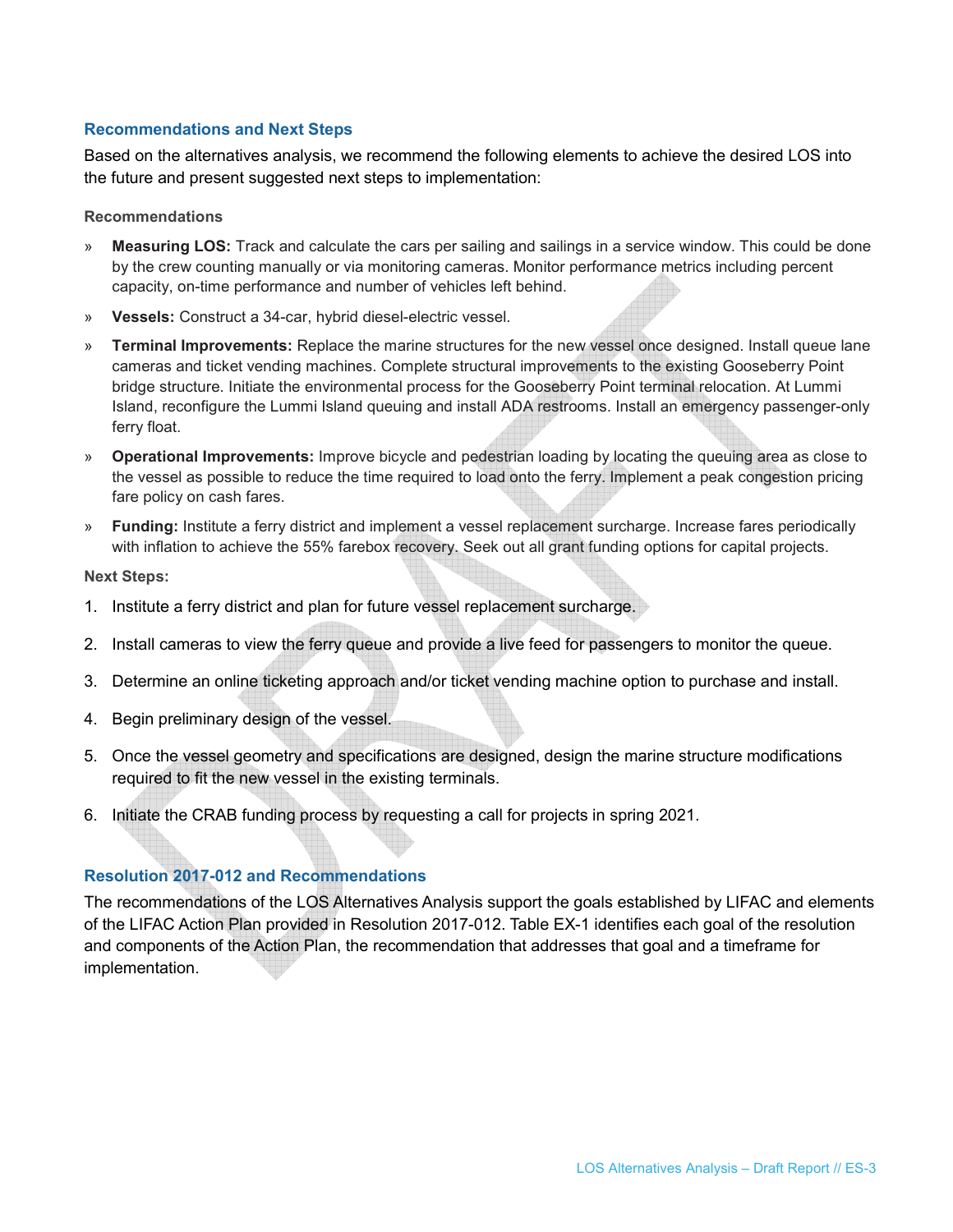## Recommendations and Next Steps

Based on the alternatives analysis, we recommend the following elements to achieve the desired LOS into the future and present suggested next steps to implementation:

### Recommendations

- **Measuring LOS:** Track and calculate the cars per sailing and sailings in a service window. This could be done by the crew counting manually or via monitoring cameras. Monitor performance metrics including percent capacity, on-time performance and number of vehicles left behind.
- **Vessels:** Construct a 34-car, hybrid diesel-electric vessel.
- **Terminal Improvements:** Replace the marine structures for the new vessel once designed. Install queue lane cameras and ticket vending machines. Complete structural improvements to the existing Gooseberry Point bridge structure. Initiate the environmental process for the Gooseberry Point terminal relocation. At Lummi Island, reconfigure the Lummi Island queuing and install ADA restrooms. Install an emergency passenger-only ferry float.
- **Operational Improvements:** Improve bicycle and pedestrian loading by locating the queuing area as close to the vessel as possible to reduce the time required to load onto the ferry. Implement a peak congestion pricing fare policy on cash fares.
- **Funding:** Institute a ferry district and implement a vessel replacement surcharge. Increase fares periodically with inflation to achieve the 55% farebox recovery. Seek out all grant funding options for capital projects.

### Next Steps:

1. Institute a ferry district and plan for future vessel replacement surcharge.
2. Install cameras to view the ferry queue and provide a live feed for passengers to monitor the queue.
3. Determine an online ticketing approach and/or ticket vending machine option to purchase and install.
4. Begin preliminary design of the vessel.
5. Once the vessel geometry and specifications are designed, design the marine structure modifications required to fit the new vessel in the existing terminals.
6. Initiate the CRAB funding process by requesting a call for projects in spring 2021.

## Resolution 2017-012 and Recommendations

The recommendations of the LOS Alternatives Analysis support the goals established by LIFAC and elements of the LIFAC Action Plan provided in Resolution 2017-012. Table EX-1 identifies each goal of the resolution and components of the Action Plan, the recommendation that addresses that goal and a timeframe for implementation.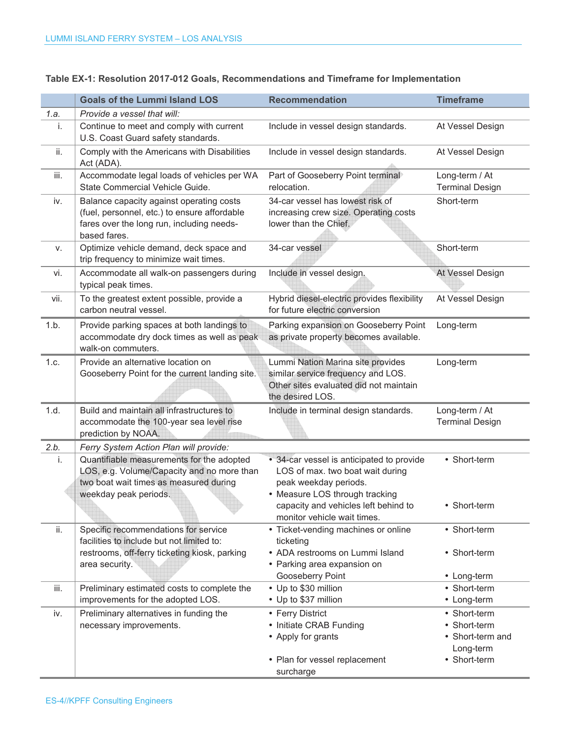**Table EX-1: Resolution 2017-012 Goals, Recommendations and Timeframe for Implementation**

| | Goals of the Lummi Island LOS | Recommendation | Timeframe |
|---|---|---|---|
| *1.a.* | *Provide a vessel that will:* | | |
| i. | Continue to meet and comply with current U.S. Coast Guard safety standards. | Include in vessel design standards. | At Vessel Design |
| ii. | Comply with the Americans with Disabilities Act (ADA). | Include in vessel design standards. | At Vessel Design |
| iii. | Accommodate legal loads of vehicles per WA State Commercial Vehicle Guide. | Part of Gooseberry Point terminal relocation. | Long-term / At Terminal Design |
| iv. | Balance capacity against operating costs (fuel, personnel, etc.) to ensure affordable fares over the long run, including needs-based fares. | 34-car vessel has lowest risk of increasing crew size. Operating costs lower than the Chief. | Short-term |
| v. | Optimize vehicle demand, deck space and trip frequency to minimize wait times. | 34-car vessel | Short-term |
| vi. | Accommodate all walk-on passengers during typical peak times. | Include in vessel design. | At Vessel Design |
| vii. | To the greatest extent possible, provide a carbon neutral vessel. | Hybrid diesel-electric provides flexibility for future electric conversion | At Vessel Design |
| 1.b. | Provide parking spaces at both landings to accommodate dry dock times as well as peak walk-on commuters. | Parking expansion on Gooseberry Point as private property becomes available. | Long-term |
| 1.c. | Provide an alternative location on Gooseberry Point for the current landing site. | Lummi Nation Marina site provides similar service frequency and LOS. Other sites evaluated did not maintain the desired LOS. | Long-term |
| 1.d. | Build and maintain all infrastructures to accommodate the 100-year sea level rise prediction by NOAA. | Include in terminal design standards. | Long-term / At Terminal Design |
| *2.b.* | *Ferry System Action Plan will provide:* | | |
| i. | Quantifiable measurements for the adopted LOS, e.g. Volume/Capacity and no more than two boat wait times as measured during weekday peak periods. | • 34-car vessel is anticipated to provide LOS of max. two boat wait during peak weekday periods.<br>• Measure LOS through tracking capacity and vehicles left behind to monitor vehicle wait times. | • Short-term<br>• Short-term |
| ii. | Specific recommendations for service facilities to include but not limited to: restrooms, off-ferry ticketing kiosk, parking area security. | • Ticket-vending machines or online ticketing<br>• ADA restrooms on Lummi Island<br>• Parking area on Gooseberry Point | • Short-term<br>• Short-term<br>• Long-term |
| iii. | Preliminary estimated costs to complete the improvements for the adopted LOS. | • Up to $30 million<br>• Up to $37 million | • Short-term<br>• Long-term |
| iv. | Preliminary alternatives in funding the necessary improvements. | • Ferry District<br>• Initiate CRAB Funding<br>• Apply for grants<br>• Plan for vessel replacement surcharge | • Short-term<br>• Short-term<br>• Short-term and Long-term<br>• Short-term |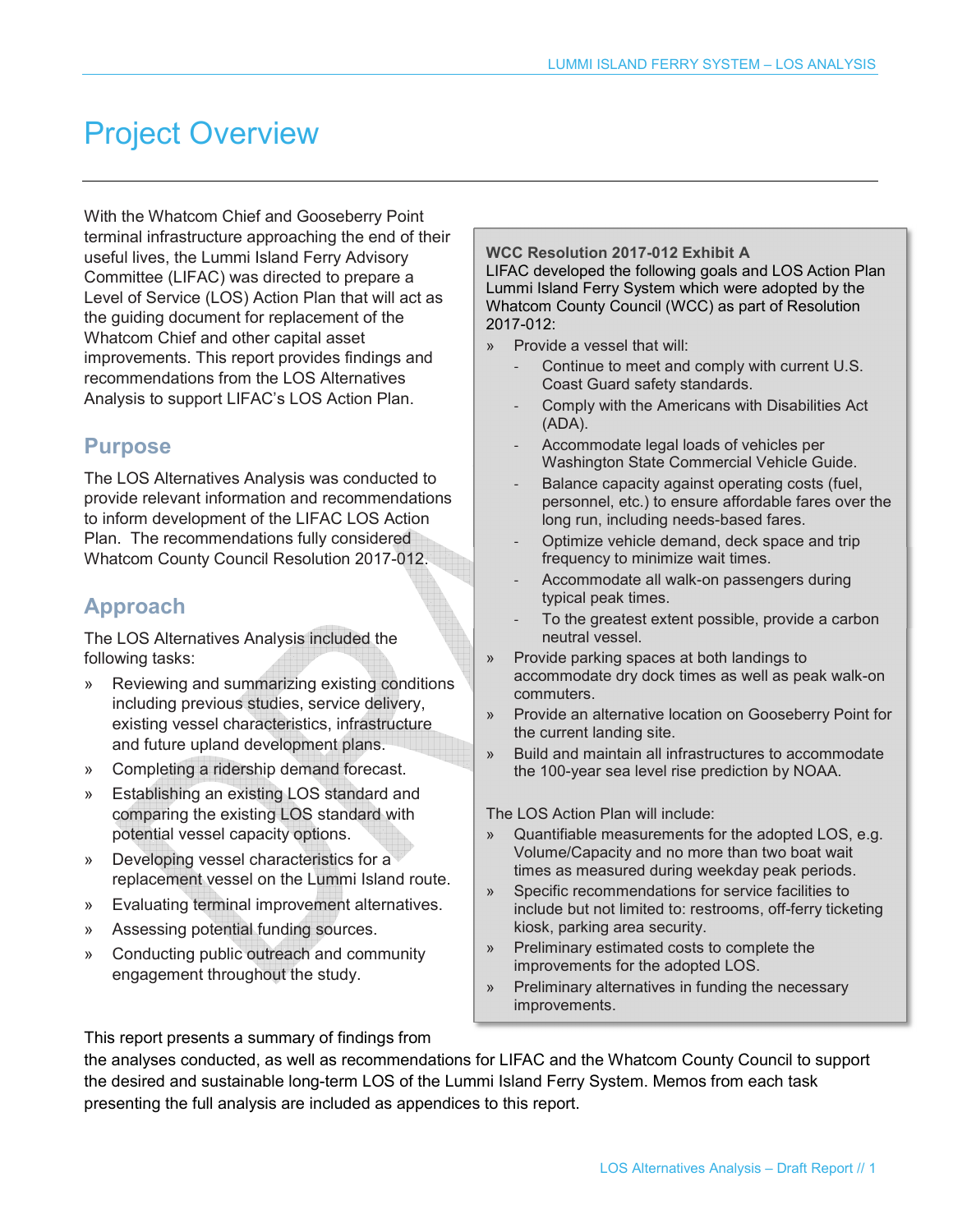# Project Overview

With the Whatcom Chief and Gooseberry Point terminal infrastructure approaching the end of their useful lives, the Lummi Island Ferry Advisory Committee (LIFAC) was directed to prepare a Level of Service (LOS) Action Plan that will act as the guiding document for replacement of the Whatcom Chief and other capital asset improvements. This report provides findings and recommendations from the LOS Alternatives Analysis to support LIFAC's LOS Action Plan.

## Purpose

The LOS Alternatives Analysis was conducted to provide relevant information and recommendations to inform development of the LIFAC LOS Action Plan. The recommendations fully considered Whatcom County Council Resolution 2017-012.

## Approach

The LOS Alternatives Analysis included the following tasks:

- Reviewing and summarizing existing conditions including previous studies, service delivery, existing vessel characteristics, infrastructure and future upland development plans.
- Completing a ridership demand forecast.
- Establishing an existing LOS standard and comparing the existing LOS standard with potential vessel capacity options.
- Developing vessel characteristics for a replacement vessel on the Lummi Island route.
- Evaluating terminal improvement alternatives.
- Assessing potential funding sources.
- Conducting public outreach and community engagement throughout the study.

> **WCC Resolution 2017-012 Exhibit A**
> LIFAC developed the following goals and LOS Action Plan Lummi Island Ferry System which were adopted by the Whatcom County Council (WCC) as part of Resolution 2017-012:
>
> - Provide a vessel that will:
>   - Continue to meet and comply with current U.S. Coast Guard safety standards.
>   - Comply with the Americans with Disabilities Act (ADA).
>   - Accommodate legal loads of vehicles per Washington State Commercial Vehicle Guide.
>   - Balance capacity against operating costs (fuel, personnel, etc.) to ensure affordable fares over the long run, including needs-based fares.
>   - Optimize vehicle demand, deck space and trip frequency to minimize wait times.
>   - Accommodate all walk-on passengers during typical peak times.
>   - To the greatest extent possible, provide a carbon neutral vessel.
> - Provide parking spaces at both landings to accommodate dry dock times as well as peak walk-on commuters.
> - Provide an alternative location on Gooseberry Point for the current landing site.
> - Build and maintain all infrastructures to accommodate the 100-year sea level rise prediction by NOAA.
>
> The LOS Action Plan will include:
>
> - Quantifiable measurements for the adopted LOS, e.g. Volume/Capacity and no more than two boat wait times as measured during weekday peak periods.
> - Specific recommendations for service facilities to include but not limited to: restrooms, off-ferry ticketing kiosk, parking area security.
> - Preliminary estimated costs to complete the improvements for the adopted LOS.
> - Preliminary alternatives in funding the necessary improvements.

This report presents a summary of findings from the analyses conducted, as well as recommendations for LIFAC and the Whatcom County Council to support the desired and sustainable long-term LOS of the Lummi Island Ferry System. Memos from each task presenting the full analysis are included as appendices to this report.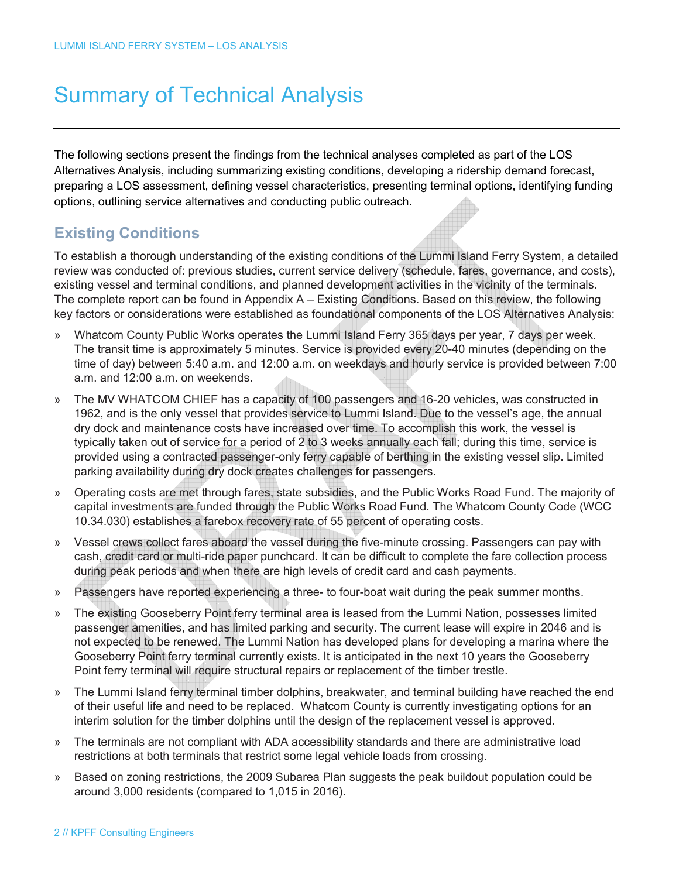# Summary of Technical Analysis

The following sections present the findings from the technical analyses completed as part of the LOS Alternatives Analysis, including summarizing existing conditions, developing a ridership demand forecast, preparing a LOS assessment, defining vessel characteristics, presenting terminal options, identifying funding options, outlining service alternatives and conducting public outreach.

## Existing Conditions

To establish a thorough understanding of the existing conditions of the Lummi Island Ferry System, a detailed review was conducted of: previous studies, current service delivery (schedule, fares, governance, and costs), existing vessel and terminal conditions, and planned development activities in the vicinity of the terminals. The complete report can be found in Appendix A – Existing Conditions. Based on this review, the following key factors or considerations were established as foundational components of the LOS Alternatives Analysis:

- Whatcom County Public Works operates the Lummi Island Ferry 365 days per year, 7 days per week. The transit time is approximately 5 minutes. Service is provided every 20-40 minutes (depending on the time of day) between 5:40 a.m. and 12:00 a.m. on weekdays and hourly service is provided between 7:00 a.m. and 12:00 a.m. on weekends.
- The MV WHATCOM CHIEF has a capacity of 100 passengers and 16-20 vehicles, was constructed in 1962, and is the only vessel that provides service to Lummi Island. Due to the vessel's age, the annual dry dock and maintenance costs have increased over time. To accomplish this work, the vessel is typically taken out of service for a period of 2 to 3 weeks annually each fall; during this time, service is provided using a contracted passenger-only ferry capable of berthing in the existing vessel slip. Limited parking availability during dry dock creates challenges for passengers.
- Operating costs are met through fares, state subsidies, and the Public Works Road Fund. The majority of capital investments are funded through the Public Works Road Fund. The Whatcom County Code (WCC 10.34.030) establishes a farebox recovery rate of 55 percent of operating costs.
- Vessel crews collect fares aboard the vessel during the five-minute crossing. Passengers can pay with cash, credit card or multi-ride paper punchcard. It can be difficult to complete the fare collection process during peak periods and when there are high levels of credit card and cash payments.
- Passengers have reported experiencing a three- to four-boat wait during the peak summer months.
- The existing Gooseberry Point ferry terminal area is leased from the Lummi Nation, possesses limited passenger amenities, and has limited parking and security. The current lease will expire in 2046 and is not expected to be renewed. The Lummi Nation has developed plans for developing a marina where the Gooseberry Point ferry terminal currently exists. It is anticipated in the next 10 years the Gooseberry Point ferry terminal will require structural repairs or replacement of the timber trestle.
- The Lummi Island ferry terminal timber dolphins, breakwater, and terminal building have reached the end of their useful life and need to be replaced. Whatcom County is currently investigating options for an interim solution for the timber dolphins until the design of the replacement vessel is approved.
- The terminals are not compliant with ADA accessibility standards and there are administrative load restrictions at both terminals that restrict some legal vehicle loads from crossing.
- Based on zoning restrictions, the 2009 Subarea Plan suggests the peak buildout population could be around 3,000 residents (compared to 1,015 in 2016).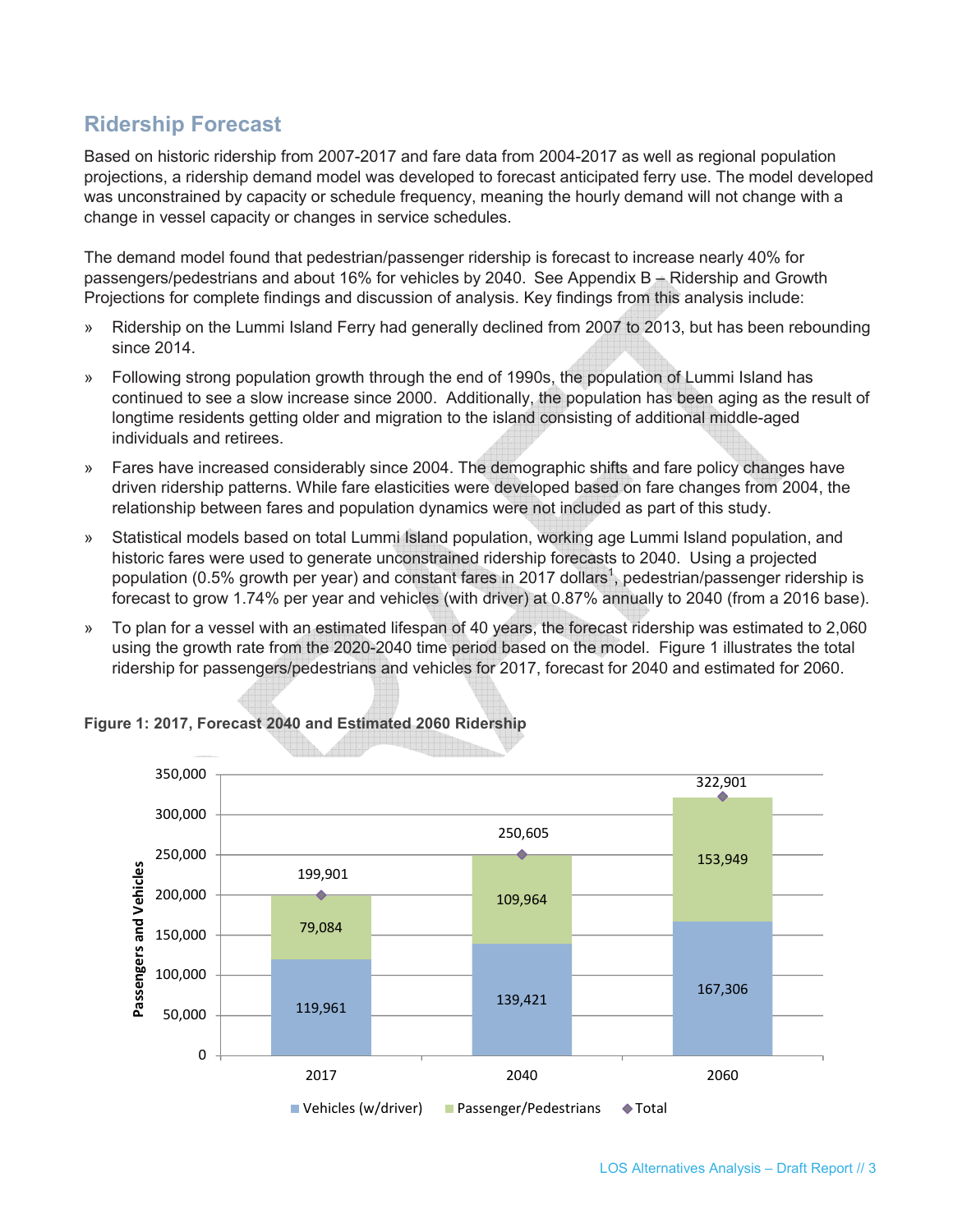## Ridership Forecast

Based on historic ridership from 2007-2017 and fare data from 2004-2017 as well as regional population projections, a ridership demand model was developed to forecast anticipated ferry use. The model developed was unconstrained by capacity or schedule frequency, meaning the hourly demand will not change with a change in vessel capacity or changes in service schedules.

The demand model found that pedestrian/passenger ridership is forecast to increase nearly 40% for passengers/pedestrians and about 16% for vehicles by 2040. See Appendix B – Ridership and Growth Projections for complete findings and discussion of analysis. Key findings from this analysis include:

- Ridership on the Lummi Island Ferry had generally declined from 2007 to 2013, but has been rebounding since 2014.
- Following strong population growth through the end of 1990s, the population of Lummi Island has continued to see a slow increase since 2000. Additionally, the population has been aging as the result of longtime residents getting older and migration to the island consisting of additional middle-aged individuals and retirees.
- Fares have increased considerably since 2004. The demographic shifts and fare policy changes have driven ridership patterns. While fare elasticities were developed based on fare changes from 2004, the relationship between fares and population dynamics were not included as part of this study.
- Statistical models based on total Lummi Island population, working age Lummi Island population, and historic fares were used to generate unconstrained ridership forecasts to 2040. Using a projected population (0.5% growth per year) and constant fares in 2017 dollars[1], pedestrian/passenger ridership is forecast to grow 1.74% per year and vehicles (with driver) at 0.87% annually to 2040 (from a 2016 base).
- To plan for a vessel with an estimated lifespan of 40 years, the forecast ridership was estimated to 2,060 using the growth rate from the 2020-2040 time period based on the model. Figure 1 illustrates the total ridership for passengers/pedestrians and vehicles for 2017, forecast for 2040 and estimated for 2060.

**Figure 1: 2017, Forecast 2040 and Estimated 2060 Ridership**

| Year | Vehicles (w/driver) | Passenger/Pedestrians | Total |
|---|---|---|---|
| 2017 | 119,961 | 79,084 | 199,901 |
| 2040 | 139,421 | 109,964 | 250,605 |
| 2060 | 167,306 | 153,949 | 322,901 |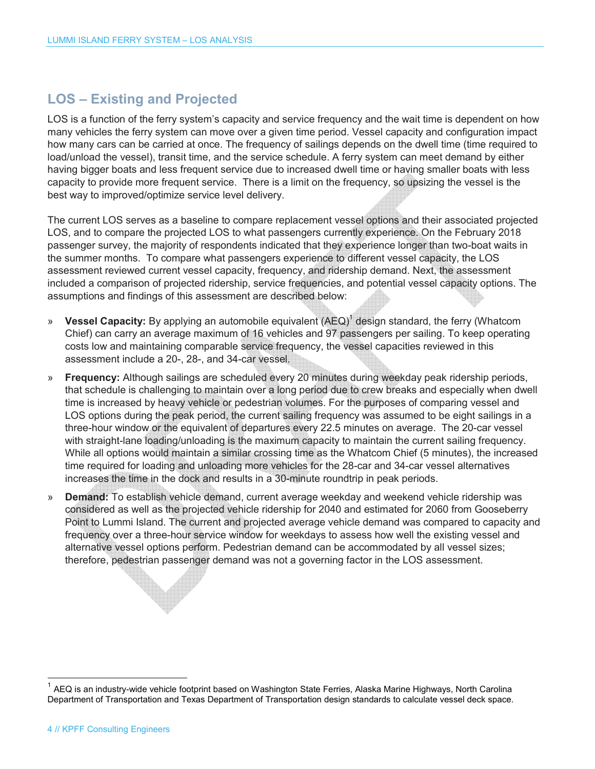## LOS – Existing and Projected

LOS is a function of the ferry system's capacity and service frequency and the wait time is dependent on how many vehicles the ferry system can move over a given time period. Vessel capacity and configuration impact how many cars can be carried at once. The frequency of sailings depends on the dwell time (time required to load/unload the vessel), transit time, and the service schedule. A ferry system can meet demand by either having bigger boats and less frequent service due to increased dwell time or having smaller boats with less capacity to provide more frequent service. There is a limit on the frequency, so upsizing the vessel is the best way to improved/optimize service level delivery.

The current LOS serves as a baseline to compare replacement vessel options and their associated projected LOS, and to compare the projected LOS to what passengers currently experience. On the February 2018 passenger survey, the majority of respondents indicated that they experience longer than two-boat waits in the summer months. To compare what passengers experience to different vessel capacity, the LOS assessment reviewed current vessel capacity, frequency, and ridership demand. Next, the assessment included a comparison of projected ridership, service frequencies, and potential vessel capacity options. The assumptions and findings of this assessment are described below:

» **Vessel Capacity:** By applying an automobile equivalent (AEQ)[1] design standard, the ferry (Whatcom Chief) can carry an average maximum of 16 vehicles and 97 passengers per sailing. To keep operating costs low and maintaining comparable service frequency, the vessel capacities reviewed in this assessment include a 20-, 28-, and 34-car vessel.

» **Frequency:** Although sailings are scheduled every 20 minutes during weekday peak ridership periods, that schedule is challenging to maintain over a long period due to crew breaks and especially when dwell time is increased by heavy vehicle or pedestrian volumes. For the purposes of comparing vessel and LOS options during the peak period, the current sailing frequency was assumed to be eight sailings in a three-hour window or the equivalent of departures every 22.5 minutes on average. The 20-car vessel with straight-lane loading/unloading is the maximum capacity to maintain the current sailing frequency. While all options would maintain a similar crossing time as the Whatcom Chief (5 minutes), the increased time required for loading and unloading more vehicles for the 28-car and 34-car vessel alternatives increases the time in the dock and results in a 30-minute roundtrip in peak periods.

» **Demand:** To establish vehicle demand, current average weekday and weekend vehicle ridership was considered as well as the projected vehicle ridership for 2040 and estimated for 2060 from Gooseberry Point to Lummi Island. The current and projected average vehicle demand was compared to capacity and frequency over a three-hour service window for weekdays to assess how well the existing vessel and alternative vessel options perform. Pedestrian demand can be accommodated by all vessel sizes; therefore, pedestrian passenger demand was not a governing factor in the LOS assessment.

[1] AEQ is an industry-wide vehicle footprint based on Washington State Ferries, Alaska Marine Highways, North Carolina Department of Transportation and Texas Department of Transportation design standards to calculate vessel deck space.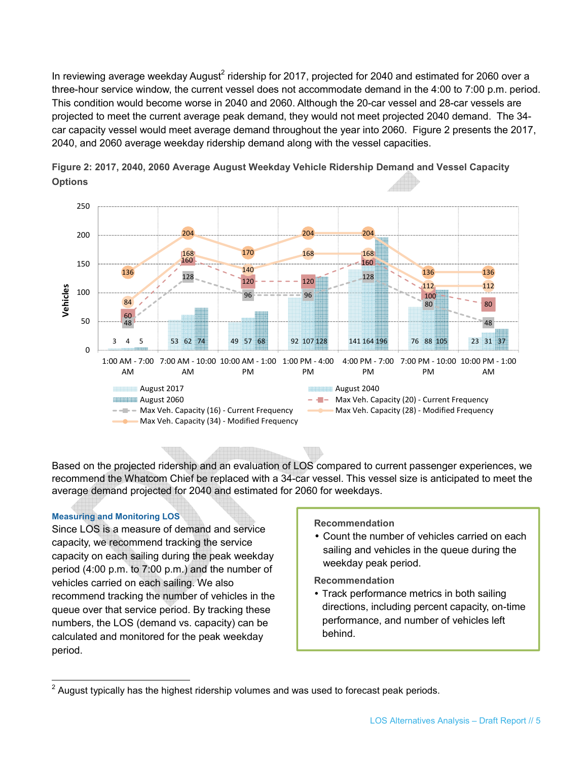In reviewing average weekday August[2] ridership for 2017, projected for 2040 and estimated for 2060 over a three-hour service window, the current vessel does not accommodate demand in the 4:00 to 7:00 p.m. period. This condition would become worse in 2040 and 2060. Although the 20-car vessel and 28-car vessels are projected to meet the current average peak demand, they would not meet projected 2040 demand. The 34-car capacity vessel would meet average demand throughout the year into 2060. Figure 2 presents the 2017, 2040, and 2060 average weekday ridership demand along with the vessel capacities.

**Figure 2: 2017, 2040, 2060 Average August Weekday Vehicle Ridership Demand and Vessel Capacity Options**

| Time Period | August 2017 | August 2040 | August 2060 | Max Veh. Capacity (16) - Current Frequency | Max Veh. Capacity (20) - Current Frequency | Max Veh. Capacity (28) - Modified Frequency | Max Veh. Capacity (34) - Modified Frequency |
|---|---|---|---|---|---|---|---|
| 1:00 AM - 7:00 AM | 3 | 4 | 5 | 48 | 60 | 84 | 136 |
| 7:00 AM - 10:00 AM | 53 | 62 | 74 | 128 | 160 | 168 | 204 |
| 10:00 AM - 1:00 PM | 49 | 57 | 68 | 96 | 120 | 140 | 170 |
| 1:00 PM - 4:00 PM | 92 | 107 | 128 | 96 | 120 | 168 | 204 |
| 4:00 PM - 7:00 PM | 141 | 164 | 196 | 128 | 160 | 168 | 204 |
| 7:00 PM - 10:00 PM | 76 | 88 | 105 | 80 | 100 | 112 | 136 |
| 10:00 PM - 1:00 AM | 23 | 31 | 37 | 48 | 80 | 112 | 136 |

Based on the projected ridership and an evaluation of LOS compared to current passenger experiences, we recommend the Whatcom Chief be replaced with a 34-car vessel. This vessel size is anticipated to meet the average demand projected for 2040 and estimated for 2060 for weekdays.

### Measuring and Monitoring LOS

Since LOS is a measure of demand and service capacity, we recommend tracking the service capacity on each sailing during the peak weekday period (4:00 p.m. to 7:00 p.m.) and the number of vehicles carried on each sailing. We also recommend tracking the number of vehicles in the queue over that service period. By tracking these numbers, the LOS (demand vs. capacity) can be calculated and monitored for the peak weekday period.

**Recommendation**

- Count the number of vehicles carried on each sailing and vehicles in the queue during the weekday peak period.

**Recommendation**

- Track performance metrics in both sailing directions, including percent capacity, on-time performance, and number of vehicles left behind.

[2] August typically has the highest ridership volumes and was used to forecast peak periods.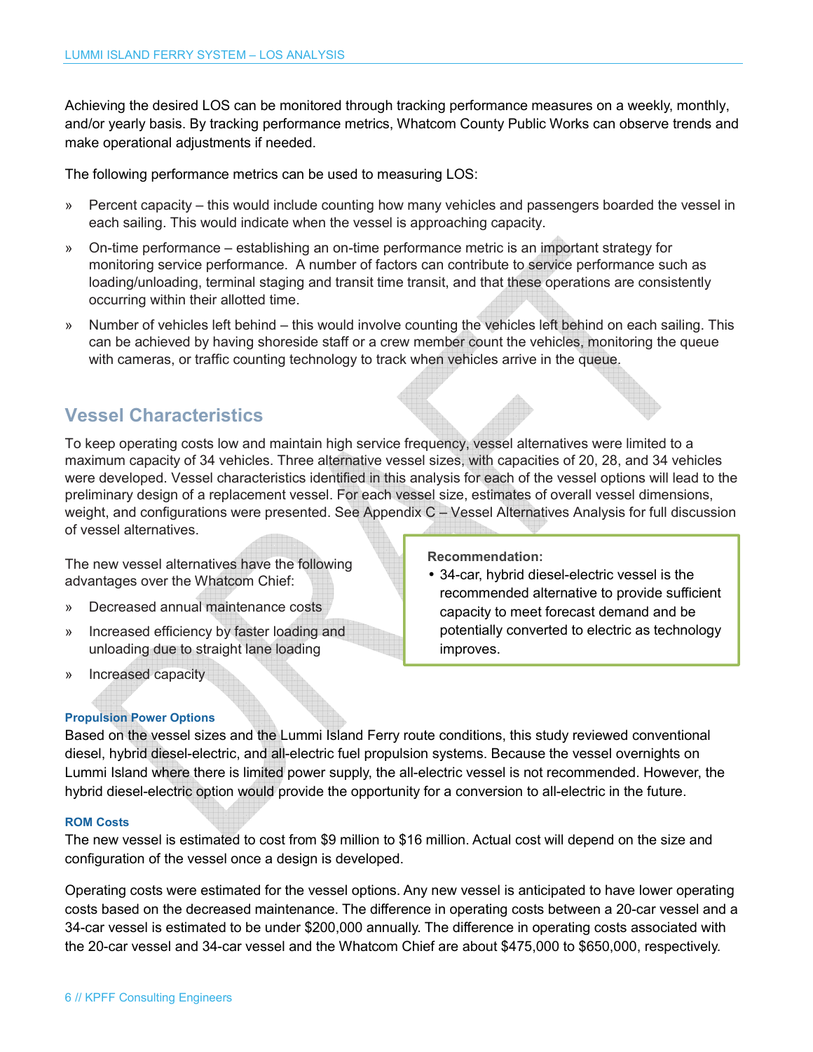Achieving the desired LOS can be monitored through tracking performance measures on a weekly, monthly, and/or yearly basis. By tracking performance metrics, Whatcom County Public Works can observe trends and make operational adjustments if needed.

The following performance metrics can be used to measuring LOS:

» Percent capacity – this would include counting how many vehicles and passengers boarded the vessel in each sailing. This would indicate when the vessel is approaching capacity.

» On-time performance – establishing an on-time performance metric is an important strategy for monitoring service performance. A number of factors can contribute to service performance such as loading/unloading, terminal staging and transit time transit, and that these operations are consistently occurring within their allotted time.

» Number of vehicles left behind – this would involve counting the vehicles left behind on each sailing. This can be achieved by having shoreside staff or a crew member count the vehicles, monitoring the queue with cameras, or traffic counting technology to track when vehicles arrive in the queue.

## Vessel Characteristics

To keep operating costs low and maintain high service frequency, vessel alternatives were limited to a maximum capacity of 34 vehicles. Three alternative vessel sizes, with capacities of 20, 28, and 34 vehicles were developed. Vessel characteristics identified in this analysis for each of the vessel options will lead to the preliminary design of a replacement vessel. For each vessel size, estimates of overall vessel dimensions, weight, and configurations were presented. See Appendix C – Vessel Alternatives Analysis for full discussion of vessel alternatives.

The new vessel alternatives have the following advantages over the Whatcom Chief:

» Decreased annual maintenance costs

» Increased efficiency by faster loading and unloading due to straight lane loading

» Increased capacity

> **Recommendation:**
>
> - 34-car, hybrid diesel-electric vessel is the recommended alternative to provide sufficient capacity to meet forecast demand and be potentially converted to electric as technology improves.

#### Propulsion Power Options

Based on the vessel sizes and the Lummi Island Ferry route conditions, this study reviewed conventional diesel, hybrid diesel-electric, and all-electric fuel propulsion systems. Because the vessel overnights on Lummi Island where there is limited power supply, the all-electric vessel is not recommended. However, the hybrid diesel-electric option would provide the opportunity for a conversion to all-electric in the future.

#### ROM Costs

The new vessel is estimated to cost from $9 million to $16 million. Actual cost will depend on the size and configuration of the vessel once a design is developed.

Operating costs were estimated for the vessel options. Any new vessel is anticipated to have lower operating costs based on the decreased maintenance. The difference in operating costs between a 20-car vessel and a 34-car vessel is estimated to be under $200,000 annually. The difference in operating costs associated with the 20-car vessel and 34-car vessel and the Whatcom Chief are about $475,000 to $650,000, respectively.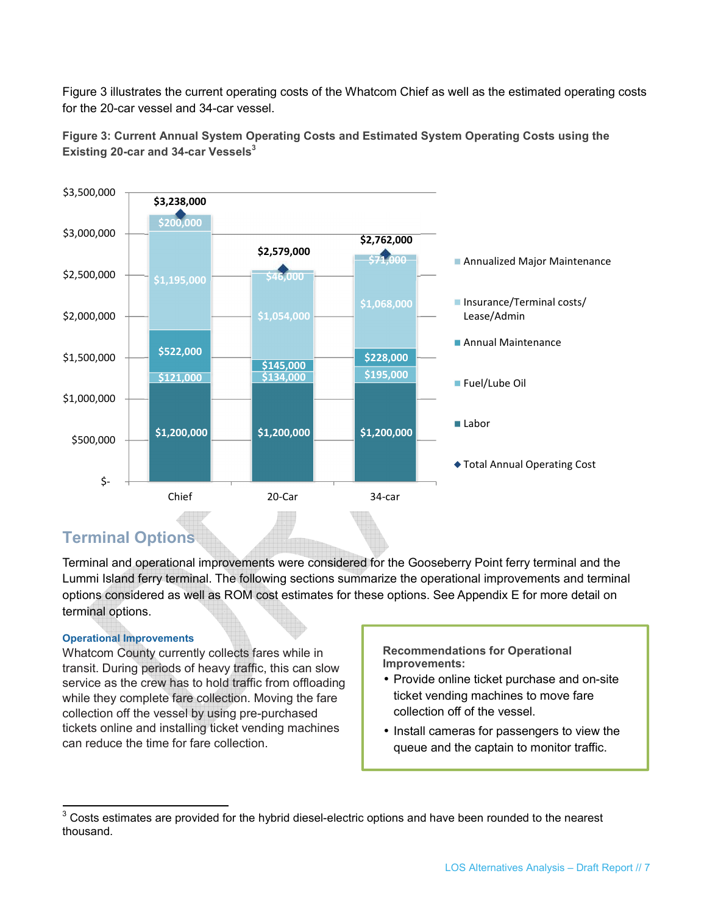Figure 3 illustrates the current operating costs of the Whatcom Chief as well as the estimated operating costs for the 20-car vessel and 34-car vessel.

**Figure 3: Current Annual System Operating Costs and Estimated System Operating Costs using the Existing 20-car and 34-car Vessels[3]**

| | Chief | 20-Car | 34-car |
|---|---|---|---|
| Labor | $1,200,000 | $1,200,000 | $1,200,000 |
| Fuel/Lube Oil | $121,000 | $134,000 | $195,000 |
| Annual Maintenance | $522,000 | $145,000 | $228,000 |
| Insurance/Terminal costs/ Lease/Admin | $1,195,000 | $1,054,000 | $1,068,000 |
| Annualized Major Maintenance | $200,000 | $46,000 | $71,000 |
| Total Annual Operating Cost | $3,238,000 | $2,579,000 | $2,762,000 |

## Terminal Options

Terminal and operational improvements were considered for the Gooseberry Point ferry terminal and the Lummi Island ferry terminal. The following sections summarize the operational improvements and terminal options considered as well as ROM cost estimates for these options. See Appendix E for more detail on terminal options.

### Operational Improvements

Whatcom County currently collects fares while in transit. During periods of heavy traffic, this can slow service as the crew has to hold traffic from offloading while they complete fare collection. Moving the fare collection off the vessel by using pre-purchased tickets online and installing ticket vending machines can reduce the time for fare collection.

> **Recommendations for Operational Improvements:**
> - Provide online ticket purchase and on-site ticket vending machines to move fare collection off of the vessel.
> - Install cameras for passengers to view the queue and the captain to monitor traffic.

[3] Costs estimates are provided for the hybrid diesel-electric options and have been rounded to the nearest thousand.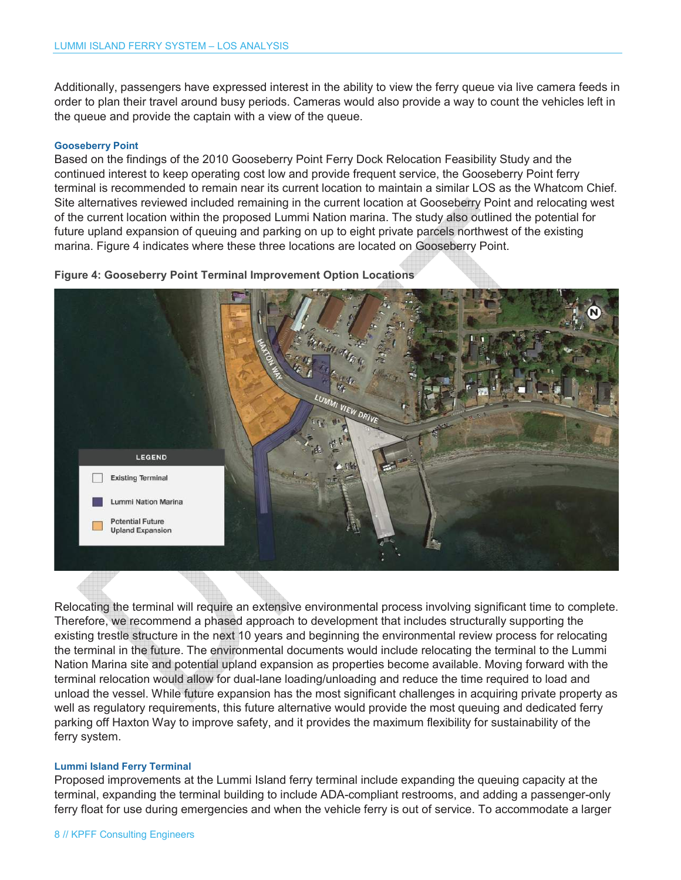Additionally, passengers have expressed interest in the ability to view the ferry queue via live camera feeds in order to plan their travel around busy periods. Cameras would also provide a way to count the vehicles left in the queue and provide the captain with a view of the queue.

### Gooseberry Point

Based on the findings of the 2010 Gooseberry Point Ferry Dock Relocation Feasibility Study and the continued interest to keep operating cost low and provide frequent service, the Gooseberry Point ferry terminal is recommended to remain near its current location to maintain a similar LOS as the Whatcom Chief. Site alternatives reviewed included remaining in the current location at Gooseberry Point and relocating west of the current location within the proposed Lummi Nation marina. The study also outlined the potential for future upland expansion of queuing and parking on up to eight private parcels northwest of the existing marina. Figure 4 indicates where these three locations are located on Gooseberry Point.

**Figure 4: Gooseberry Point Terminal Improvement Option Locations**

Relocating the terminal will require an extensive environmental process involving significant time to complete. Therefore, we recommend a phased approach to development that includes structurally supporting the existing trestle structure in the next 10 years and beginning the environmental review process for relocating the terminal in the future. The environmental documents would include relocating the terminal to the Lummi Nation Marina site and potential upland expansion as properties become available. Moving forward with the terminal relocation would allow for dual-lane loading/unloading and reduce the time required to load and unload the vessel. While future expansion has the most significant challenges in acquiring private property as well as regulatory requirements, this future alternative would provide the most queuing and dedicated ferry parking off Haxton Way to improve safety, and it provides the maximum flexibility for sustainability of the ferry system.

### Lummi Island Ferry Terminal

Proposed improvements at the Lummi Island ferry terminal include expanding the queuing capacity at the terminal, expanding the terminal building to include ADA-compliant restrooms, and adding a passenger-only ferry float for use during emergencies and when the vehicle ferry is out of service. To accommodate a larger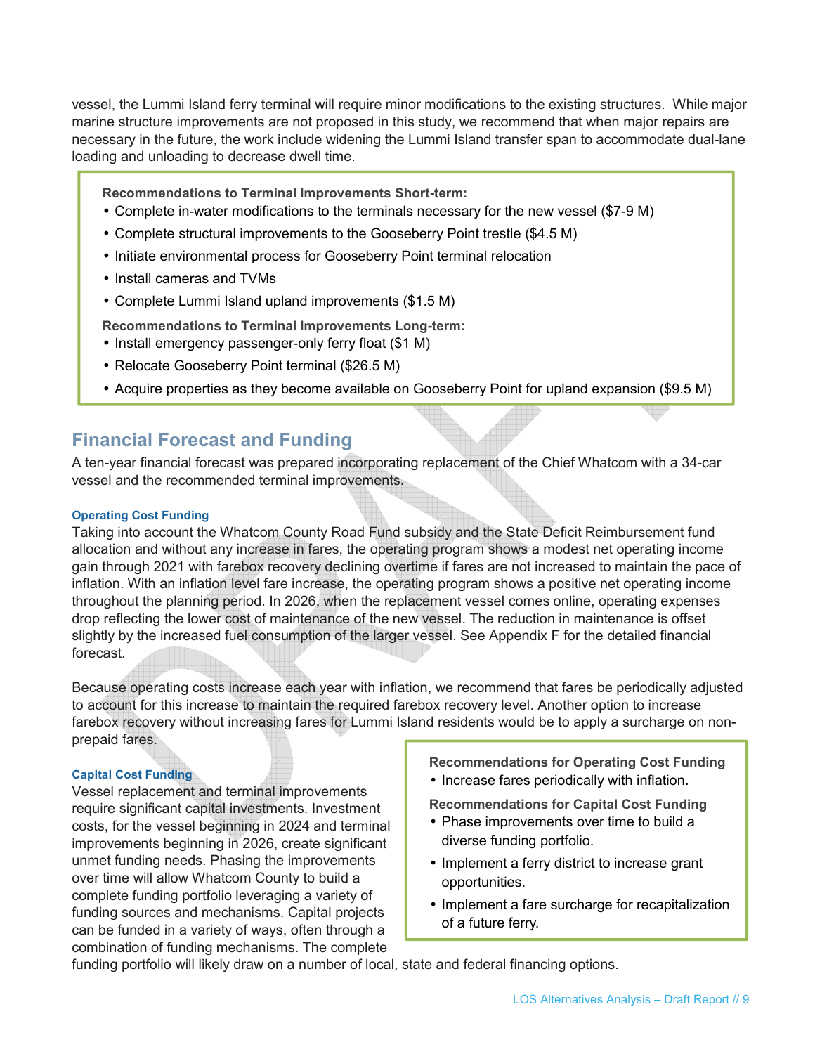vessel, the Lummi Island ferry terminal will require minor modifications to the existing structures. While major marine structure improvements are not proposed in this study, we recommend that when major repairs are necessary in the future, the work include widening the Lummi Island transfer span to accommodate dual-lane loading and unloading to decrease dwell time.

**Recommendations to Terminal Improvements Short-term:**

- Complete in-water modifications to the terminals necessary for the new vessel ($7-9 M)
- Complete structural improvements to the Gooseberry Point trestle ($4.5 M)
- Initiate environmental process for Gooseberry Point terminal relocation
- Install cameras and TVMs
- Complete Lummi Island upland improvements ($1.5 M)

**Recommendations to Terminal Improvements Long-term:**

- Install emergency passenger-only ferry float ($1 M)
- Relocate Gooseberry Point terminal ($26.5 M)
- Acquire properties as they become available on Gooseberry Point for upland expansion ($9.5 M)

## Financial Forecast and Funding

A ten-year financial forecast was prepared incorporating replacement of the Chief Whatcom with a 34-car vessel and the recommended terminal improvements.

### Operating Cost Funding

Taking into account the Whatcom County Road Fund subsidy and the State Deficit Reimbursement fund allocation and without any increase in fares, the operating program shows a modest net operating income gain through 2021 with farebox recovery declining overtime if fares are not increased to maintain the pace of inflation. With an inflation level fare increase, the operating program shows a positive net operating income throughout the planning period. In 2026, when the replacement vessel comes online, operating expenses drop reflecting the lower cost of maintenance of the new vessel. The reduction in maintenance is offset slightly by the increased fuel consumption of the larger vessel. See Appendix F for the detailed financial forecast.

Because operating costs increase each year with inflation, we recommend that fares be periodically adjusted to account for this increase to maintain the required farebox recovery level. Another option to increase farebox recovery without increasing fares for Lummi Island residents would be to apply a surcharge on non-prepaid fares.

### Capital Cost Funding

Vessel replacement and terminal improvements require significant capital investments. Investment costs, for the vessel beginning in 2024 and terminal improvements beginning in 2026, create significant unmet funding needs. Phasing the improvements over time will allow Whatcom County to build a complete funding portfolio leveraging a variety of funding sources and mechanisms. Capital projects can be funded in a variety of ways, often through a combination of funding mechanisms. The complete funding portfolio will likely draw on a number of local, state and federal financing options.

**Recommendations for Operating Cost Funding**

- Increase fares periodically with inflation.

**Recommendations for Capital Cost Funding**

- Phase improvements over time to build a diverse funding portfolio.
- Implement a ferry district to increase grant opportunities.
- Implement a fare surcharge for recapitalization of a future ferry.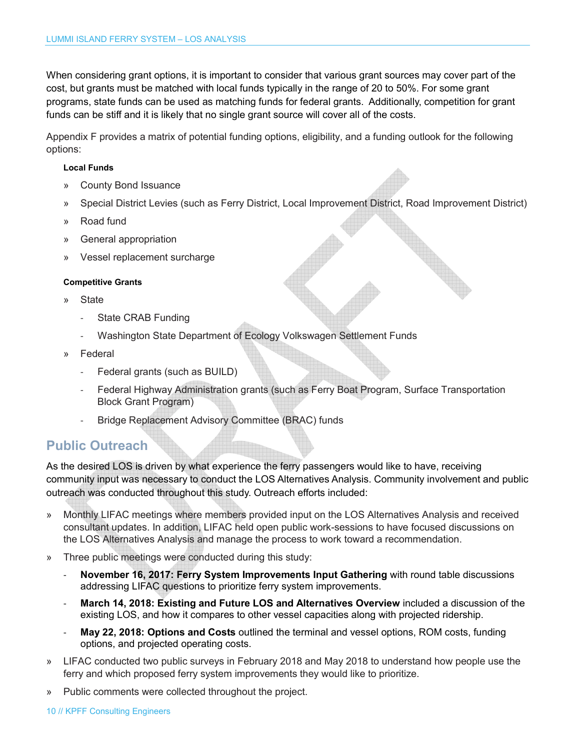When considering grant options, it is important to consider that various grant sources may cover part of the cost, but grants must be matched with local funds typically in the range of 20 to 50%. For some grant programs, state funds can be used as matching funds for federal grants. Additionally, competition for grant funds can be stiff and it is likely that no single grant source will cover all of the costs.

Appendix F provides a matrix of potential funding options, eligibility, and a funding outlook for the following options:

**Local Funds**

- County Bond Issuance
- Special District Levies (such as Ferry District, Local Improvement District, Road Improvement District)
- Road fund
- General appropriation
- Vessel replacement surcharge

**Competitive Grants**

- State
  - State CRAB Funding
  - Washington State Department of Ecology Volkswagen Settlement Funds
- Federal
  - Federal grants (such as BUILD)
  - Federal Highway Administration grants (such as Ferry Boat Program, Surface Transportation Block Grant Program)
  - Bridge Replacement Advisory Committee (BRAC) funds

## Public Outreach

As the desired LOS is driven by what experience the ferry passengers would like to have, receiving community input was necessary to conduct the LOS Alternatives Analysis. Community involvement and public outreach was conducted throughout this study. Outreach efforts included:

- Monthly LIFAC meetings where members provided input on the LOS Alternatives Analysis and received consultant updates. In addition, LIFAC held open public work-sessions to have focused discussions on the LOS Alternatives Analysis and manage the process to work toward a recommendation.
- Three public meetings were conducted during this study:
  - **November 16, 2017: Ferry System Improvements Input Gathering** with round table discussions addressing LIFAC questions to prioritize ferry system improvements.
  - **March 14, 2018: Existing and Future LOS and Alternatives Overview** included a discussion of the existing LOS, and how it compares to other vessel capacities along with projected ridership.
  - **May 22, 2018: Options and Costs** outlined the terminal and vessel options, ROM costs, funding options, and projected operating costs.
- LIFAC conducted two public surveys in February 2018 and May 2018 to understand how people use the ferry and which proposed ferry system improvements they would like to prioritize.
- Public comments were collected throughout the project.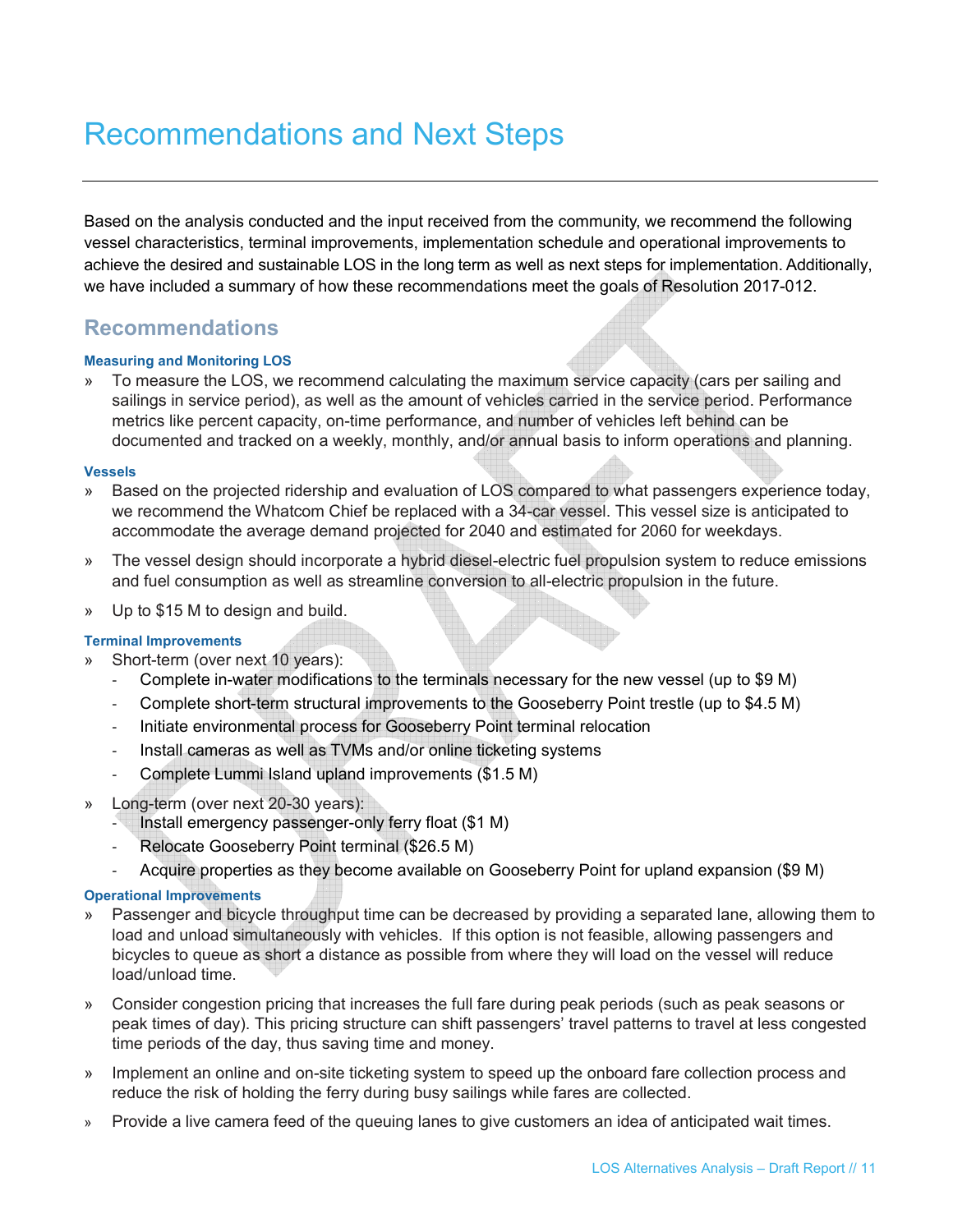# Recommendations and Next Steps

Based on the analysis conducted and the input received from the community, we recommend the following vessel characteristics, terminal improvements, implementation schedule and operational improvements to achieve the desired and sustainable LOS in the long term as well as next steps for implementation. Additionally, we have included a summary of how these recommendations meet the goals of Resolution 2017-012.

## Recommendations

#### Measuring and Monitoring LOS

- To measure the LOS, we recommend calculating the maximum service capacity (cars per sailing and sailings in service period), as well as the amount of vehicles carried in the service period. Performance metrics like percent capacity, on-time performance, and number of vehicles left behind can be documented and tracked on a weekly, monthly, and/or annual basis to inform operations and planning.

#### Vessels

- Based on the projected ridership and evaluation of LOS compared to what passengers experience today, we recommend the Whatcom Chief be replaced with a 34-car vessel. This vessel size is anticipated to accommodate the average demand projected for 2040 and estimated for 2060 for weekdays.
- The vessel design should incorporate a hybrid diesel-electric fuel propulsion system to reduce emissions and fuel consumption as well as streamline conversion to all-electric propulsion in the future.
- Up to $15 M to design and build.

#### Terminal Improvements

- Short-term (over next 10 years):
  - Complete in-water modifications to the terminals necessary for the new vessel (up to $9 M)
  - Complete short-term structural improvements to the Gooseberry Point trestle (up to $4.5 M)
  - Initiate environmental process for Gooseberry Point terminal relocation
  - Install cameras as well as TVMs and/or online ticketing systems
  - Complete Lummi Island upland improvements ($1.5 M)
- Long-term (over next 20-30 years):
  - Install emergency passenger-only ferry float ($1 M)
  - Relocate Gooseberry Point terminal ($26.5 M)
  - Acquire properties as they become available on Gooseberry Point for upland expansion ($9 M)

#### Operational Improvements

- Passenger and bicycle throughput time can be decreased by providing a separated lane, allowing them to load and unload simultaneously with vehicles. If this option is not feasible, allowing passengers and bicycles to queue as short a distance as possible from where they will load on the vessel will reduce load/unload time.
- Consider congestion pricing that increases the full fare during peak periods (such as peak seasons or peak times of day). This pricing structure can shift passengers' travel patterns to travel at less congested time periods of the day, thus saving time and money.
- Implement an online and on-site ticketing system to speed up the onboard fare collection process and reduce the risk of holding the ferry during busy sailings while fares are collected.
- Provide a live camera feed of the queuing lanes to give customers an idea of anticipated wait times.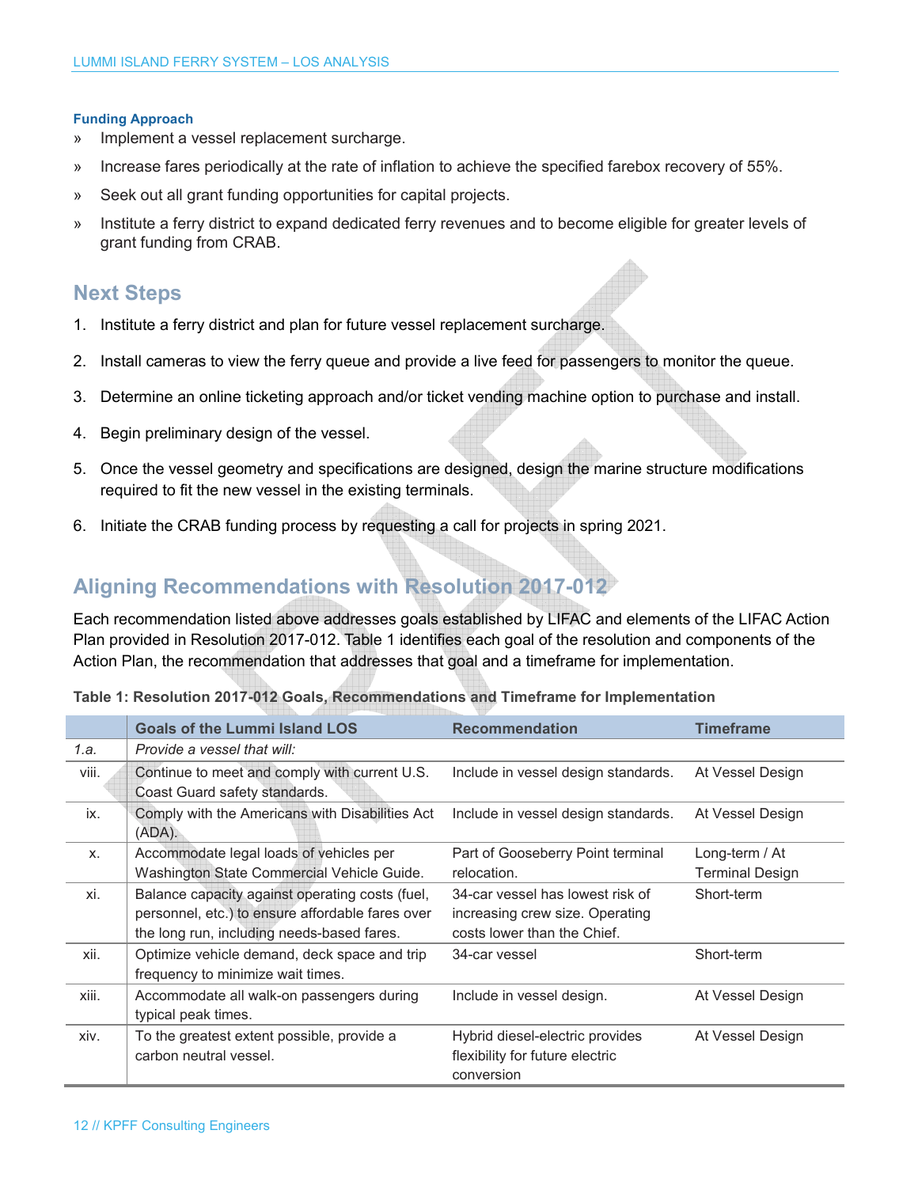#### Funding Approach

- Implement a vessel replacement surcharge.
- Increase fares periodically at the rate of inflation to achieve the specified farebox recovery of 55%.
- Seek out all grant funding opportunities for capital projects.
- Institute a ferry district to expand dedicated ferry revenues and to become eligible for greater levels of grant funding from CRAB.

## Next Steps

1. Institute a ferry district and plan for future vessel replacement surcharge.
2. Install cameras to view the ferry queue and provide a live feed for passengers to monitor the queue.
3. Determine an online ticketing approach and/or ticket vending machine option to purchase and install.
4. Begin preliminary design of the vessel.
5. Once the vessel geometry and specifications are designed, design the marine structure modifications required to fit the new vessel in the existing terminals.
6. Initiate the CRAB funding process by requesting a call for projects in spring 2021.

## Aligning Recommendations with Resolution 2017-012

Each recommendation listed above addresses goals established by LIFAC and elements of the LIFAC Action Plan provided in Resolution 2017-012. Table 1 identifies each goal of the resolution and components of the Action Plan, the recommendation that addresses that goal and a timeframe for implementation.

**Table 1: Resolution 2017-012 Goals, Recommendations and Timeframe for Implementation**

| | Goals of the Lummi Island LOS | Recommendation | Timeframe |
|---|---|---|---|
| *1.a.* | *Provide a vessel that will:* | | |
| viii. | Continue to meet and comply with current U.S. Coast Guard safety standards. | Include in vessel design standards. | At Vessel Design |
| ix. | Comply with the Americans with Disabilities Act (ADA). | Include in vessel design standards. | At Vessel Design |
| x. | Accommodate legal loads of vehicles per Washington State Commercial Vehicle Guide. | Part of Gooseberry Point terminal relocation. | Long-term / At Terminal Design |
| xi. | Balance capacity against operating costs (fuel, personnel, etc.) to ensure affordable fares over the long run, including needs-based fares. | 34-car vessel has lowest risk of increasing crew size. Operating costs lower than the Chief. | Short-term |
| xii. | Optimize vehicle demand, deck space and trip frequency to minimize wait times. | 34-car vessel | Short-term |
| xiii. | Accommodate all walk-on passengers during typical peak times. | Include in vessel design. | At Vessel Design |
| xiv. | To the greatest extent possible, provide a carbon neutral vessel. | Hybrid diesel-electric provides flexibility for future electric conversion | At Vessel Design |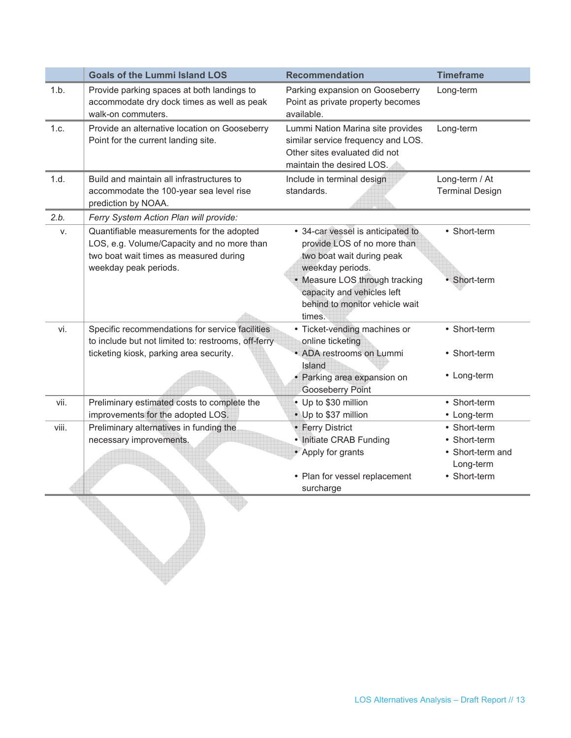| | Goals of the Lummi Island LOS | Recommendation | Timeframe |
|---|---|---|---|
| 1.b. | Provide parking spaces at both landings to accommodate dry dock times as well as peak walk-on commuters. | Parking expansion on Gooseberry Point as private property becomes available. | Long-term |
| 1.c. | Provide an alternative location on Gooseberry Point for the current landing site. | Lummi Nation Marina site provides similar service frequency and LOS. Other sites evaluated did not maintain the desired LOS. | Long-term |
| 1.d. | Build and maintain all infrastructures to accommodate the 100-year sea level rise prediction by NOAA. | Include in terminal design standards. | Long-term / At Terminal Design |
| *2.b.* | *Ferry System Action Plan will provide:* | | |
| v. | Quantifiable measurements for the adopted LOS, e.g. Volume/Capacity and no more than two boat wait times as measured during weekday peak periods. | • 34-car vessel is anticipated to provide LOS of no more than two boat wait during peak weekday periods.<br>• Measure LOS through tracking capacity and vehicles left behind to monitor vehicle wait times. | • Short-term<br>• Short-term |
| vi. | Specific recommendations for service facilities to include but not limited to: restrooms, off-ferry ticketing kiosk, parking area security. | • Ticket-vending machines or online ticketing<br>• ADA restrooms on Lummi Island<br>• Parking area expansion on Gooseberry Point | • Short-term<br>• Short-term<br>• Long-term |
| vii. | Preliminary estimated costs to complete the improvements for the adopted LOS. | • Up to $30 million<br>• Up to $37 million | • Short-term<br>• Long-term |
| viii. | Preliminary alternatives in funding the necessary improvements. | • Ferry District<br>• Initiate CRAB Funding<br>• Apply for grants<br>• Plan for vessel replacement surcharge | • Short-term<br>• Short-term<br>• Short-term and Long-term<br>• Short-term |